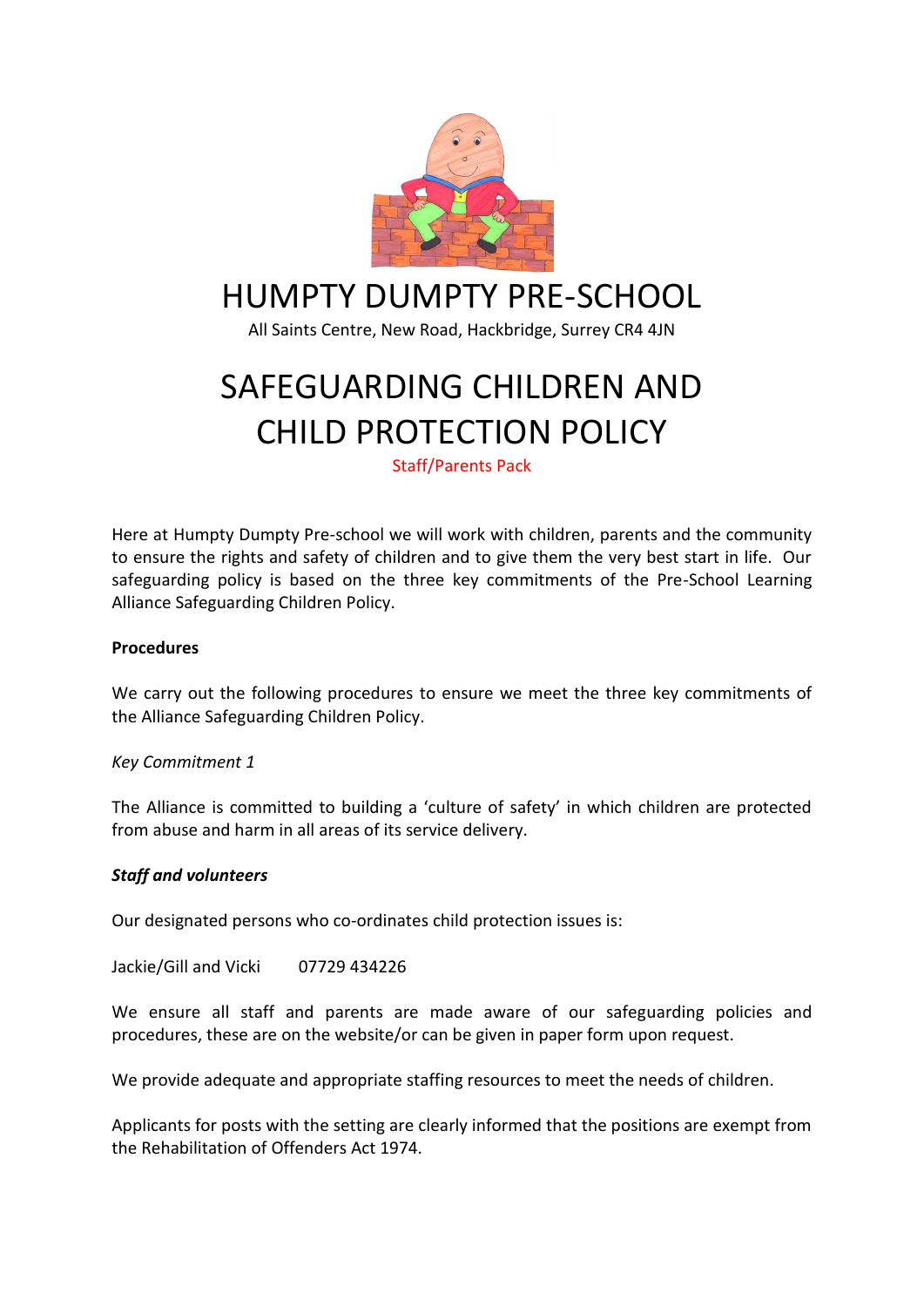# HUMPTY DUMPTY PRE-SCHOOL

All Saints Centre, New Road, Hackbridge, Surrey CR4 4JN

# SAFEGUARDING CHILDREN AND CHILD PROTECTION POLICY

Staff/Parents Pack

Here at Humpty Dumpty Pre-school we will work with children, parents and the community to ensure the rights and safety of children and to give them the very best start in life. Our safeguarding policy is based on the three key commitments of the Pre-School Learning Alliance Safeguarding Children Policy.

**Procedures**

We carry out the following procedures to ensure we meet the three key commitments of the Alliance Safeguarding Children Policy.

*Key Commitment 1*

The Alliance is committed to building a 'culture of safety' in which children are protected from abuse and harm in all areas of its service delivery.

***Staff and volunteers***

Our designated persons who co-ordinates child protection issues is:

Jackie/Gill and Vicki 07729 434226

We ensure all staff and parents are made aware of our safeguarding policies and procedures, these are on the website/or can be given in paper form upon request.

We provide adequate and appropriate staffing resources to meet the needs of children.

Applicants for posts with the setting are clearly informed that the positions are exempt from the Rehabilitation of Offenders Act 1974.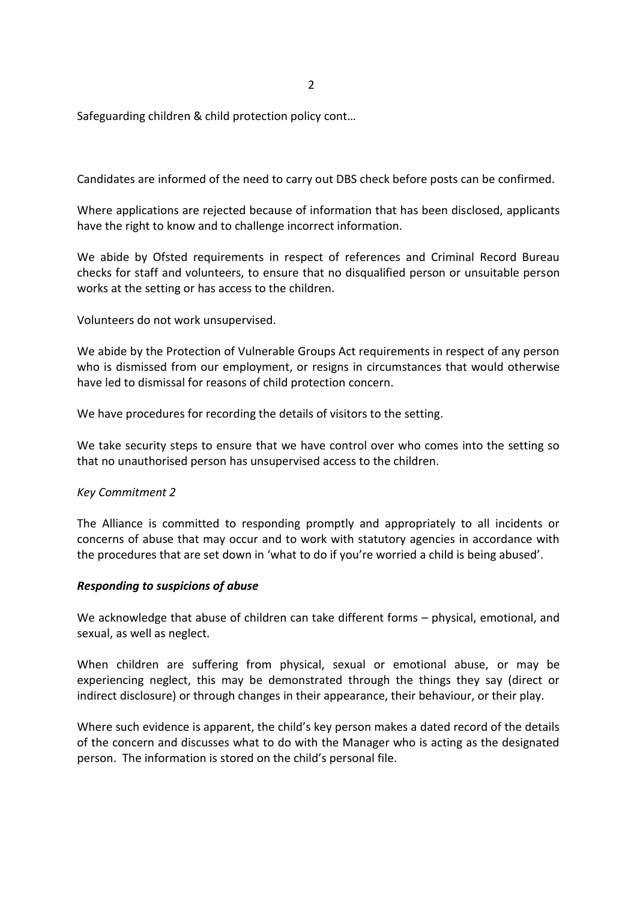Safeguarding children & child protection policy cont…

Candidates are informed of the need to carry out DBS check before posts can be confirmed.

Where applications are rejected because of information that has been disclosed, applicants have the right to know and to challenge incorrect information.

We abide by Ofsted requirements in respect of references and Criminal Record Bureau checks for staff and volunteers, to ensure that no disqualified person or unsuitable person works at the setting or has access to the children.

Volunteers do not work unsupervised.

We abide by the Protection of Vulnerable Groups Act requirements in respect of any person who is dismissed from our employment, or resigns in circumstances that would otherwise have led to dismissal for reasons of child protection concern.

We have procedures for recording the details of visitors to the setting.

We take security steps to ensure that we have control over who comes into the setting so that no unauthorised person has unsupervised access to the children.

*Key Commitment 2*

The Alliance is committed to responding promptly and appropriately to all incidents or concerns of abuse that may occur and to work with statutory agencies in accordance with the procedures that are set down in 'what to do if you're worried a child is being abused'.

***Responding to suspicions of abuse***

We acknowledge that abuse of children can take different forms – physical, emotional, and sexual, as well as neglect.

When children are suffering from physical, sexual or emotional abuse, or may be experiencing neglect, this may be demonstrated through the things they say (direct or indirect disclosure) or through changes in their appearance, their behaviour, or their play.

Where such evidence is apparent, the child's key person makes a dated record of the details of the concern and discusses what to do with the Manager who is acting as the designated person. The information is stored on the child's personal file.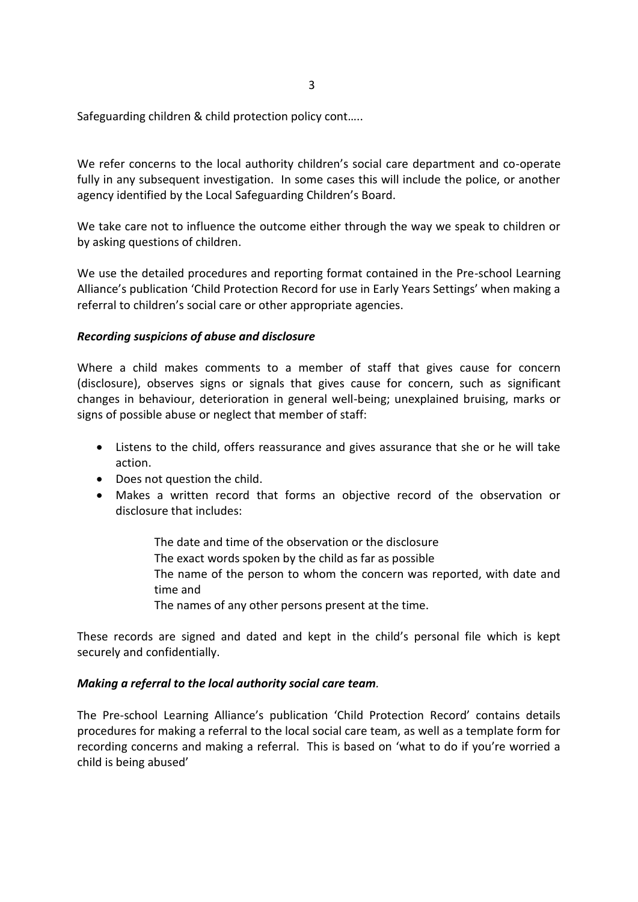Safeguarding children & child protection policy cont…..

We refer concerns to the local authority children's social care department and co-operate fully in any subsequent investigation. In some cases this will include the police, or another agency identified by the Local Safeguarding Children's Board.

We take care not to influence the outcome either through the way we speak to children or by asking questions of children.

We use the detailed procedures and reporting format contained in the Pre-school Learning Alliance's publication 'Child Protection Record for use in Early Years Settings' when making a referral to children's social care or other appropriate agencies.

### *Recording suspicions of abuse and disclosure*

Where a child makes comments to a member of staff that gives cause for concern (disclosure), observes signs or signals that gives cause for concern, such as significant changes in behaviour, deterioration in general well-being; unexplained bruising, marks or signs of possible abuse or neglect that member of staff:

- Listens to the child, offers reassurance and gives assurance that she or he will take action.
- Does not question the child.
- Makes a written record that forms an objective record of the observation or disclosure that includes:

  The date and time of the observation or the disclosure
  The exact words spoken by the child as far as possible
  The name of the person to whom the concern was reported, with date and time and
  The names of any other persons present at the time.

These records are signed and dated and kept in the child's personal file which is kept securely and confidentially.

### *Making a referral to the local authority social care team.*

The Pre-school Learning Alliance's publication 'Child Protection Record' contains details procedures for making a referral to the local social care team, as well as a template form for recording concerns and making a referral. This is based on 'what to do if you're worried a child is being abused'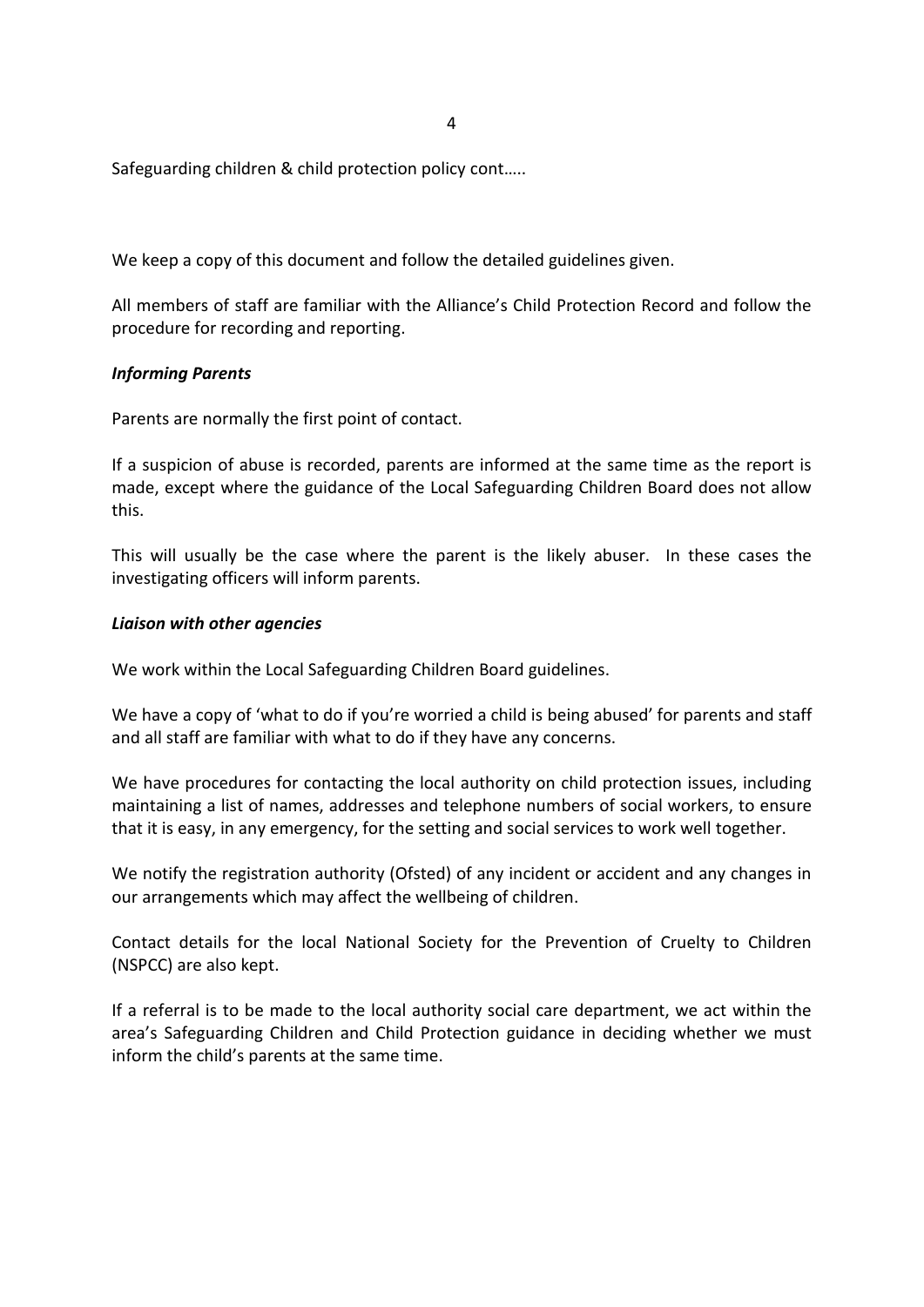Safeguarding children & child protection policy cont…..

We keep a copy of this document and follow the detailed guidelines given.

All members of staff are familiar with the Alliance's Child Protection Record and follow the procedure for recording and reporting.

***Informing Parents***

Parents are normally the first point of contact.

If a suspicion of abuse is recorded, parents are informed at the same time as the report is made, except where the guidance of the Local Safeguarding Children Board does not allow this.

This will usually be the case where the parent is the likely abuser. In these cases the investigating officers will inform parents.

***Liaison with other agencies***

We work within the Local Safeguarding Children Board guidelines.

We have a copy of 'what to do if you're worried a child is being abused' for parents and staff and all staff are familiar with what to do if they have any concerns.

We have procedures for contacting the local authority on child protection issues, including maintaining a list of names, addresses and telephone numbers of social workers, to ensure that it is easy, in any emergency, for the setting and social services to work well together.

We notify the registration authority (Ofsted) of any incident or accident and any changes in our arrangements which may affect the wellbeing of children.

Contact details for the local National Society for the Prevention of Cruelty to Children (NSPCC) are also kept.

If a referral is to be made to the local authority social care department, we act within the area's Safeguarding Children and Child Protection guidance in deciding whether we must inform the child's parents at the same time.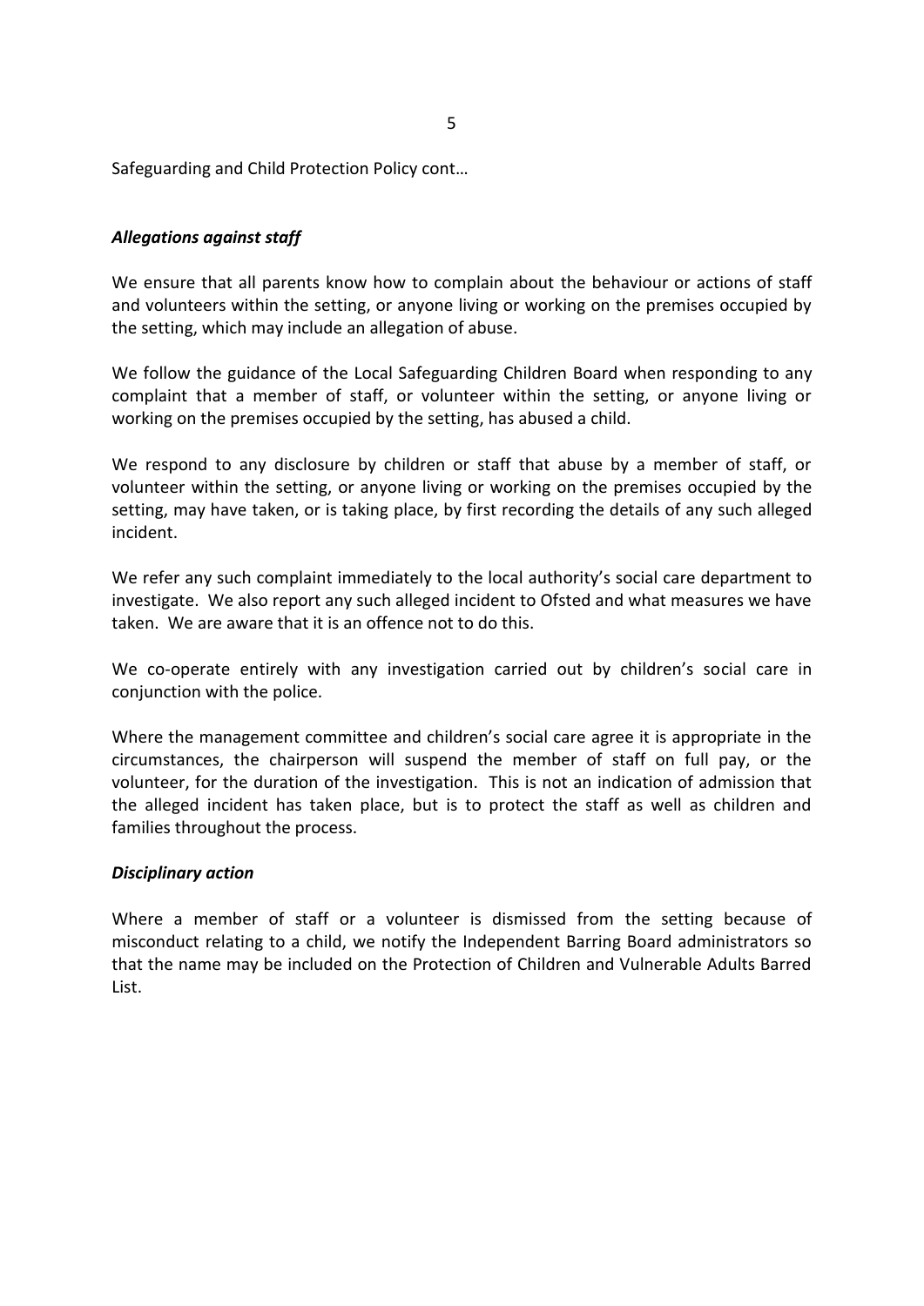Safeguarding and Child Protection Policy cont…

### *Allegations against staff*

We ensure that all parents know how to complain about the behaviour or actions of staff and volunteers within the setting, or anyone living or working on the premises occupied by the setting, which may include an allegation of abuse.

We follow the guidance of the Local Safeguarding Children Board when responding to any complaint that a member of staff, or volunteer within the setting, or anyone living or working on the premises occupied by the setting, has abused a child.

We respond to any disclosure by children or staff that abuse by a member of staff, or volunteer within the setting, or anyone living or working on the premises occupied by the setting, may have taken, or is taking place, by first recording the details of any such alleged incident.

We refer any such complaint immediately to the local authority's social care department to investigate. We also report any such alleged incident to Ofsted and what measures we have taken. We are aware that it is an offence not to do this.

We co-operate entirely with any investigation carried out by children's social care in conjunction with the police.

Where the management committee and children's social care agree it is appropriate in the circumstances, the chairperson will suspend the member of staff on full pay, or the volunteer, for the duration of the investigation. This is not an indication of admission that the alleged incident has taken place, but is to protect the staff as well as children and families throughout the process.

### *Disciplinary action*

Where a member of staff or a volunteer is dismissed from the setting because of misconduct relating to a child, we notify the Independent Barring Board administrators so that the name may be included on the Protection of Children and Vulnerable Adults Barred List.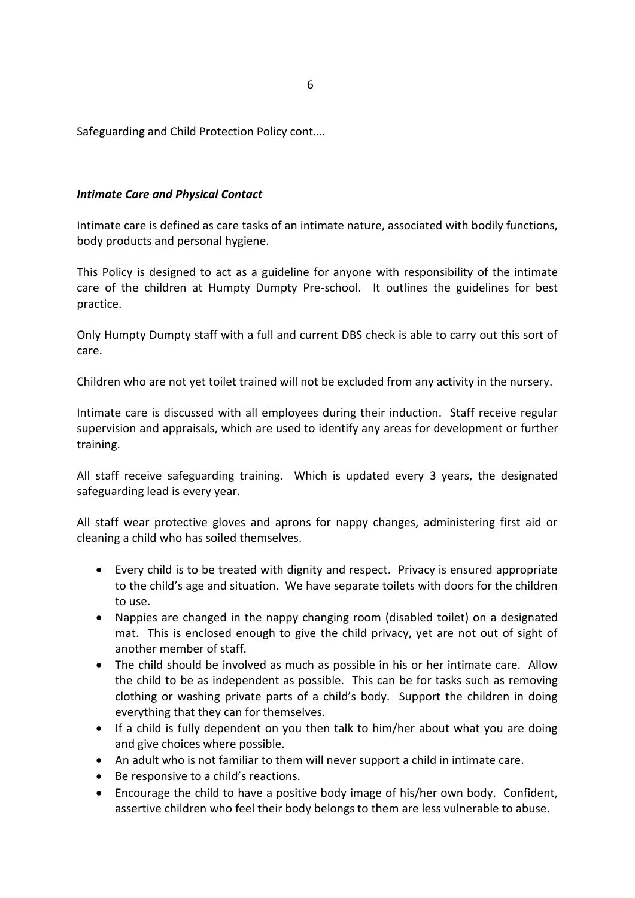Safeguarding and Child Protection Policy cont….

***Intimate Care and Physical Contact***

Intimate care is defined as care tasks of an intimate nature, associated with bodily functions, body products and personal hygiene.

This Policy is designed to act as a guideline for anyone with responsibility of the intimate care of the children at Humpty Dumpty Pre-school. It outlines the guidelines for best practice.

Only Humpty Dumpty staff with a full and current DBS check is able to carry out this sort of care.

Children who are not yet toilet trained will not be excluded from any activity in the nursery.

Intimate care is discussed with all employees during their induction. Staff receive regular supervision and appraisals, which are used to identify any areas for development or further training.

All staff receive safeguarding training. Which is updated every 3 years, the designated safeguarding lead is every year.

All staff wear protective gloves and aprons for nappy changes, administering first aid or cleaning a child who has soiled themselves.

- Every child is to be treated with dignity and respect. Privacy is ensured appropriate to the child's age and situation. We have separate toilets with doors for the children to use.
- Nappies are changed in the nappy changing room (disabled toilet) on a designated mat. This is enclosed enough to give the child privacy, yet are not out of sight of another member of staff.
- The child should be involved as much as possible in his or her intimate care. Allow the child to be as independent as possible. This can be for tasks such as removing clothing or washing private parts of a child's body. Support the children in doing everything that they can for themselves.
- If a child is fully dependent on you then talk to him/her about what you are doing and give choices where possible.
- An adult who is not familiar to them will never support a child in intimate care.
- Be responsive to a child's reactions.
- Encourage the child to have a positive body image of his/her own body. Confident, assertive children who feel their body belongs to them are less vulnerable to abuse.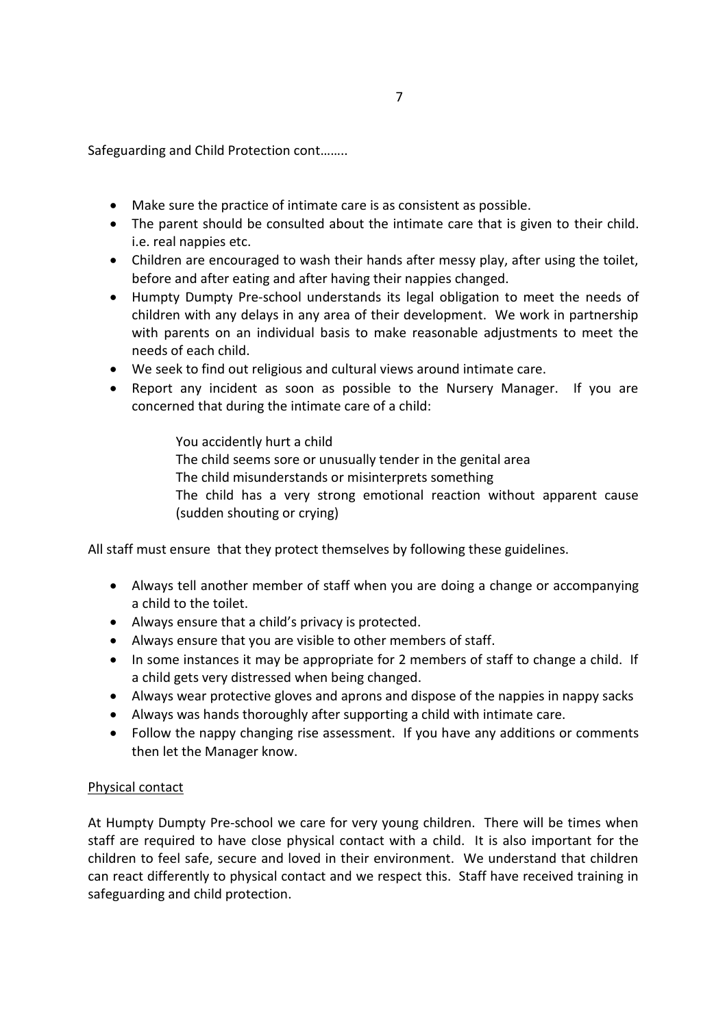Safeguarding and Child Protection cont……..

- Make sure the practice of intimate care is as consistent as possible.
- The parent should be consulted about the intimate care that is given to their child. i.e. real nappies etc.
- Children are encouraged to wash their hands after messy play, after using the toilet, before and after eating and after having their nappies changed.
- Humpty Dumpty Pre-school understands its legal obligation to meet the needs of children with any delays in any area of their development. We work in partnership with parents on an individual basis to make reasonable adjustments to meet the needs of each child.
- We seek to find out religious and cultural views around intimate care.
- Report any incident as soon as possible to the Nursery Manager. If you are concerned that during the intimate care of a child:

  You accidently hurt a child
  The child seems sore or unusually tender in the genital area
  The child misunderstands or misinterprets something
  The child has a very strong emotional reaction without apparent cause (sudden shouting or crying)

All staff must ensure that they protect themselves by following these guidelines.

- Always tell another member of staff when you are doing a change or accompanying a child to the toilet.
- Always ensure that a child's privacy is protected.
- Always ensure that you are visible to other members of staff.
- In some instances it may be appropriate for 2 members of staff to change a child. If a child gets very distressed when being changed.
- Always wear protective gloves and aprons and dispose of the nappies in nappy sacks
- Always was hands thoroughly after supporting a child with intimate care.
- Follow the nappy changing rise assessment. If you have any additions or comments then let the Manager know.

<u>Physical contact</u>

At Humpty Dumpty Pre-school we care for very young children. There will be times when staff are required to have close physical contact with a child. It is also important for the children to feel safe, secure and loved in their environment. We understand that children can react differently to physical contact and we respect this. Staff have received training in safeguarding and child protection.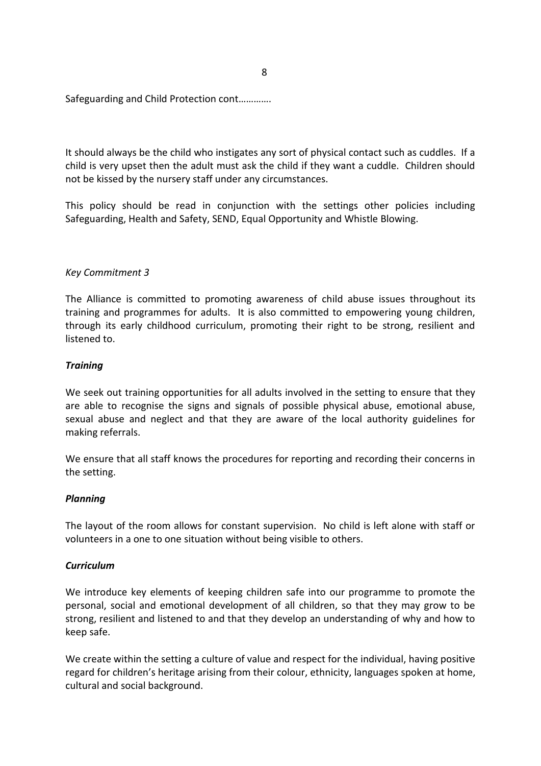Safeguarding and Child Protection cont…………

It should always be the child who instigates any sort of physical contact such as cuddles. If a child is very upset then the adult must ask the child if they want a cuddle. Children should not be kissed by the nursery staff under any circumstances.

This policy should be read in conjunction with the settings other policies including Safeguarding, Health and Safety, SEND, Equal Opportunity and Whistle Blowing.

*Key Commitment 3*

The Alliance is committed to promoting awareness of child abuse issues throughout its training and programmes for adults. It is also committed to empowering young children, through its early childhood curriculum, promoting their right to be strong, resilient and listened to.

***Training***

We seek out training opportunities for all adults involved in the setting to ensure that they are able to recognise the signs and signals of possible physical abuse, emotional abuse, sexual abuse and neglect and that they are aware of the local authority guidelines for making referrals.

We ensure that all staff knows the procedures for reporting and recording their concerns in the setting.

***Planning***

The layout of the room allows for constant supervision. No child is left alone with staff or volunteers in a one to one situation without being visible to others.

***Curriculum***

We introduce key elements of keeping children safe into our programme to promote the personal, social and emotional development of all children, so that they may grow to be strong, resilient and listened to and that they develop an understanding of why and how to keep safe.

We create within the setting a culture of value and respect for the individual, having positive regard for children's heritage arising from their colour, ethnicity, languages spoken at home, cultural and social background.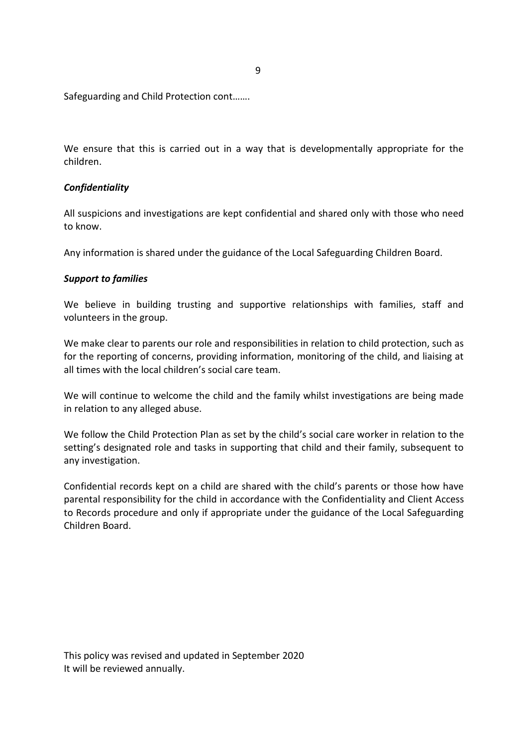Safeguarding and Child Protection cont…….

We ensure that this is carried out in a way that is developmentally appropriate for the children.

***Confidentiality***

All suspicions and investigations are kept confidential and shared only with those who need to know.

Any information is shared under the guidance of the Local Safeguarding Children Board.

***Support to families***

We believe in building trusting and supportive relationships with families, staff and volunteers in the group.

We make clear to parents our role and responsibilities in relation to child protection, such as for the reporting of concerns, providing information, monitoring of the child, and liaising at all times with the local children's social care team.

We will continue to welcome the child and the family whilst investigations are being made in relation to any alleged abuse.

We follow the Child Protection Plan as set by the child's social care worker in relation to the setting's designated role and tasks in supporting that child and their family, subsequent to any investigation.

Confidential records kept on a child are shared with the child's parents or those how have parental responsibility for the child in accordance with the Confidentiality and Client Access to Records procedure and only if appropriate under the guidance of the Local Safeguarding Children Board.

This policy was revised and updated in September 2020
It will be reviewed annually.